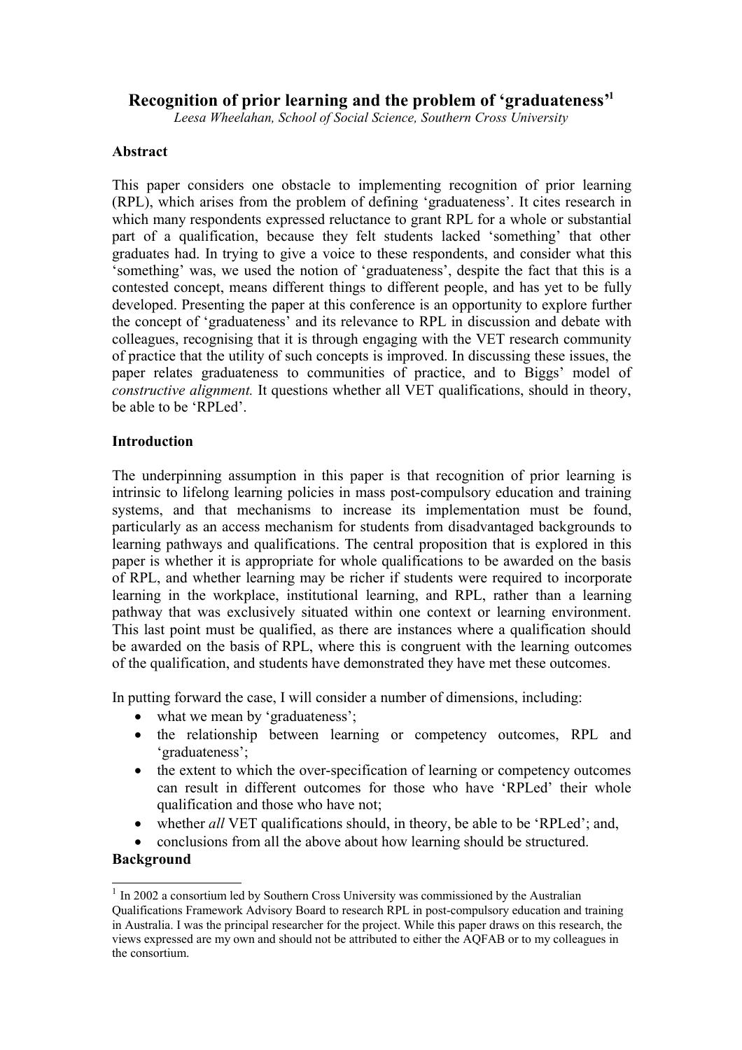# Recognition of prior learning and the problem of 'graduateness'[1]

*Leesa Wheelahan, School of Social Science, Southern Cross University*

## Abstract

This paper considers one obstacle to implementing recognition of prior learning (RPL), which arises from the problem of defining 'graduateness'. It cites research in which many respondents expressed reluctance to grant RPL for a whole or substantial part of a qualification, because they felt students lacked 'something' that other graduates had. In trying to give a voice to these respondents, and consider what this 'something' was, we used the notion of 'graduateness', despite the fact that this is a contested concept, means different things to different people, and has yet to be fully developed. Presenting the paper at this conference is an opportunity to explore further the concept of 'graduateness' and its relevance to RPL in discussion and debate with colleagues, recognising that it is through engaging with the VET research community of practice that the utility of such concepts is improved. In discussing these issues, the paper relates graduateness to communities of practice, and to Biggs' model of *constructive alignment.* It questions whether all VET qualifications, should in theory, be able to be 'RPLed'.

## Introduction

The underpinning assumption in this paper is that recognition of prior learning is intrinsic to lifelong learning policies in mass post-compulsory education and training systems, and that mechanisms to increase its implementation must be found, particularly as an access mechanism for students from disadvantaged backgrounds to learning pathways and qualifications. The central proposition that is explored in this paper is whether it is appropriate for whole qualifications to be awarded on the basis of RPL, and whether learning may be richer if students were required to incorporate learning in the workplace, institutional learning, and RPL, rather than a learning pathway that was exclusively situated within one context or learning environment. This last point must be qualified, as there are instances where a qualification should be awarded on the basis of RPL, where this is congruent with the learning outcomes of the qualification, and students have demonstrated they have met these outcomes.

In putting forward the case, I will consider a number of dimensions, including:

- what we mean by 'graduateness';
- the relationship between learning or competency outcomes, RPL and 'graduateness';
- the extent to which the over-specification of learning or competency outcomes can result in different outcomes for those who have 'RPLed' their whole qualification and those who have not;
- whether *all* VET qualifications should, in theory, be able to be 'RPLed'; and,
- conclusions from all the above about how learning should be structured.

## Background

[1] In 2002 a consortium led by Southern Cross University was commissioned by the Australian Qualifications Framework Advisory Board to research RPL in post-compulsory education and training in Australia. I was the principal researcher for the project. While this paper draws on this research, the views expressed are my own and should not be attributed to either the AQFAB or to my colleagues in the consortium.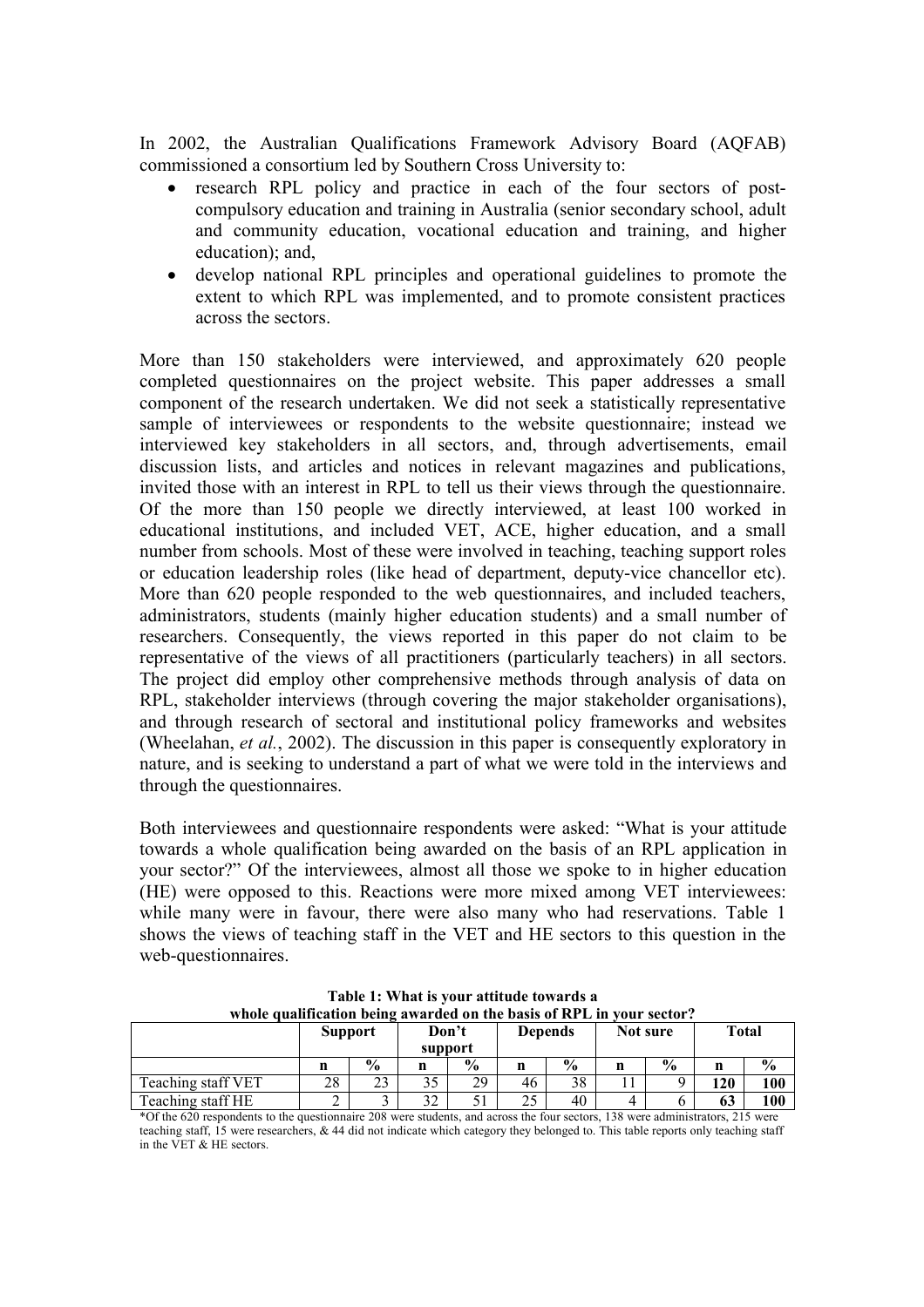In 2002, the Australian Qualifications Framework Advisory Board (AQFAB) commissioned a consortium led by Southern Cross University to:

- research RPL policy and practice in each of the four sectors of post-compulsory education and training in Australia (senior secondary school, adult and community education, vocational education and training, and higher education); and,
- develop national RPL principles and operational guidelines to promote the extent to which RPL was implemented, and to promote consistent practices across the sectors.

More than 150 stakeholders were interviewed, and approximately 620 people completed questionnaires on the project website. This paper addresses a small component of the research undertaken. We did not seek a statistically representative sample of interviewees or respondents to the website questionnaire; instead we interviewed key stakeholders in all sectors, and, through advertisements, email discussion lists, and articles and notices in relevant magazines and publications, invited those with an interest in RPL to tell us their views through the questionnaire. Of the more than 150 people we directly interviewed, at least 100 worked in educational institutions, and included VET, ACE, higher education, and a small number from schools. Most of these were involved in teaching, teaching support roles or education leadership roles (like head of department, deputy-vice chancellor etc). More than 620 people responded to the web questionnaires, and included teachers, administrators, students (mainly higher education students) and a small number of researchers. Consequently, the views reported in this paper do not claim to be representative of the views of all practitioners (particularly teachers) in all sectors. The project did employ other comprehensive methods through analysis of data on RPL, stakeholder interviews (through covering the major stakeholder organisations), and through research of sectoral and institutional policy frameworks and websites (Wheelahan, *et al.*, 2002). The discussion in this paper is consequently exploratory in nature, and is seeking to understand a part of what we were told in the interviews and through the questionnaires.

Both interviewees and questionnaire respondents were asked: "What is your attitude towards a whole qualification being awarded on the basis of an RPL application in your sector?" Of the interviewees, almost all those we spoke to in higher education (HE) were opposed to this. Reactions were more mixed among VET interviewees: while many were in favour, there were also many who had reservations. Table 1 shows the views of teaching staff in the VET and HE sectors to this question in the web-questionnaires.

**Table 1: What is your attitude towards a whole qualification being awarded on the basis of RPL in your sector?**

| | Support | | Don't support | | Depends | | Not sure | | Total | |
|---|---|---|---|---|---|---|---|---|---|---|
| | n | % | n | % | n | % | n | % | n | % |
| Teaching staff VET | 28 | 23 | 35 | 29 | 46 | 38 | 11 | 9 | **120** | **100** |
| Teaching staff HE | 2 | 3 | 32 | 51 | 25 | 40 | 4 | 6 | **63** | **100** |

*Of the 620 respondents to the questionnaire 208 were students, and across the four sectors, 138 were administrators, 215 were teaching staff, 15 were researchers, & 44 did not indicate which category they belonged to. This table reports only teaching staff in the VET & HE sectors.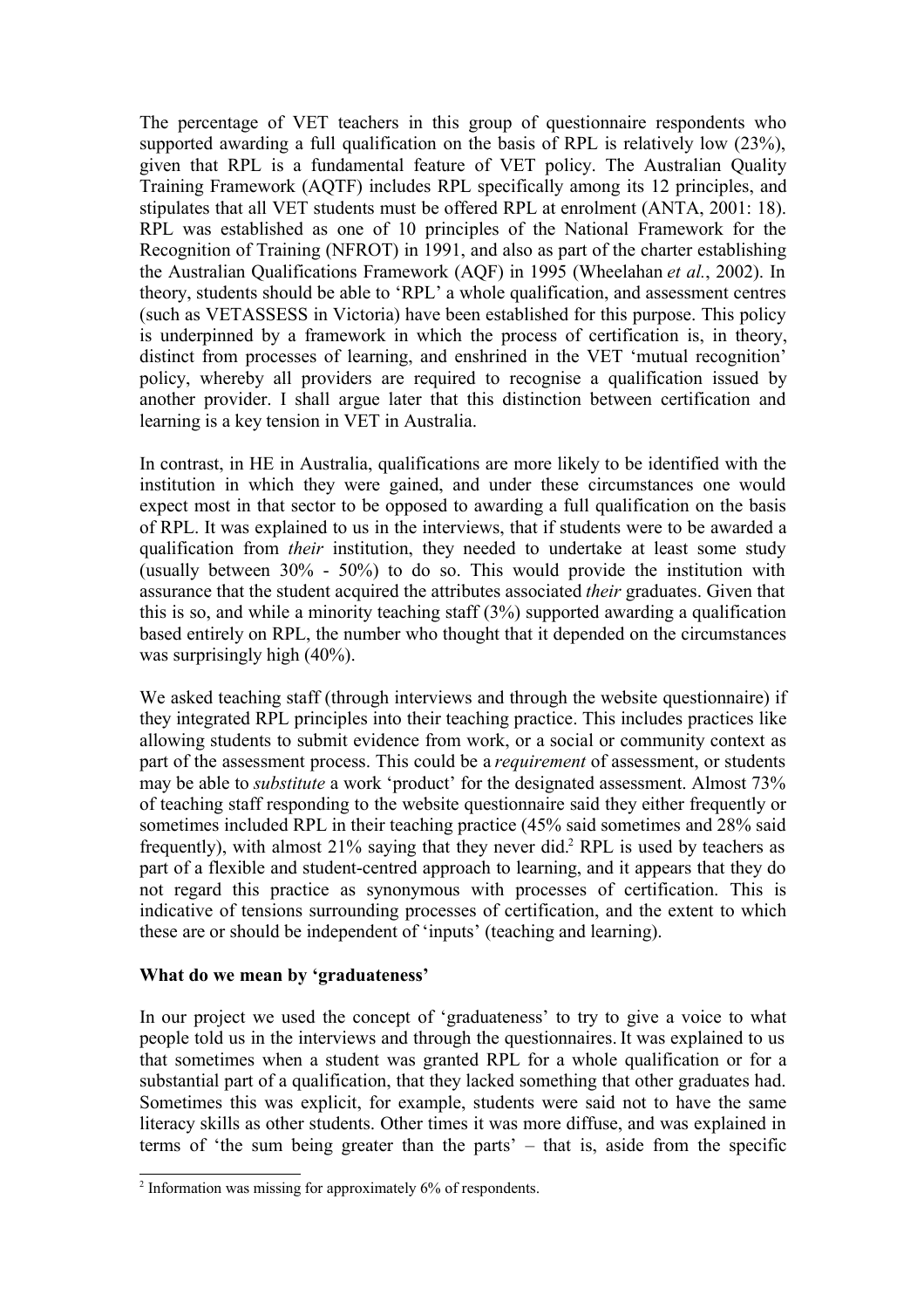The percentage of VET teachers in this group of questionnaire respondents who supported awarding a full qualification on the basis of RPL is relatively low (23%), given that RPL is a fundamental feature of VET policy. The Australian Quality Training Framework (AQTF) includes RPL specifically among its 12 principles, and stipulates that all VET students must be offered RPL at enrolment (ANTA, 2001: 18). RPL was established as one of 10 principles of the National Framework for the Recognition of Training (NFROT) in 1991, and also as part of the charter establishing the Australian Qualifications Framework (AQF) in 1995 (Wheelahan *et al.*, 2002). In theory, students should be able to 'RPL' a whole qualification, and assessment centres (such as VETASSESS in Victoria) have been established for this purpose. This policy is underpinned by a framework in which the process of certification is, in theory, distinct from processes of learning, and enshrined in the VET 'mutual recognition' policy, whereby all providers are required to recognise a qualification issued by another provider. I shall argue later that this distinction between certification and learning is a key tension in VET in Australia.

In contrast, in HE in Australia, qualifications are more likely to be identified with the institution in which they were gained, and under these circumstances one would expect most in that sector to be opposed to awarding a full qualification on the basis of RPL. It was explained to us in the interviews, that if students were to be awarded a qualification from *their* institution, they needed to undertake at least some study (usually between 30% - 50%) to do so. This would provide the institution with assurance that the student acquired the attributes associated *their* graduates. Given that this is so, and while a minority teaching staff (3%) supported awarding a qualification based entirely on RPL, the number who thought that it depended on the circumstances was surprisingly high (40%).

We asked teaching staff (through interviews and through the website questionnaire) if they integrated RPL principles into their teaching practice. This includes practices like allowing students to submit evidence from work, or a social or community context as part of the assessment process. This could be a *requirement* of assessment, or students may be able to *substitute* a work 'product' for the designated assessment. Almost 73% of teaching staff responding to the website questionnaire said they either frequently or sometimes included RPL in their teaching practice (45% said sometimes and 28% said frequently), with almost 21% saying that they never did.[2] RPL is used by teachers as part of a flexible and student-centred approach to learning, and it appears that they do not regard this practice as synonymous with processes of certification. This is indicative of tensions surrounding processes of certification, and the extent to which these are or should be independent of 'inputs' (teaching and learning).

**What do we mean by 'graduateness'**

In our project we used the concept of 'graduateness' to try to give a voice to what people told us in the interviews and through the questionnaires. It was explained to us that sometimes when a student was granted RPL for a whole qualification or for a substantial part of a qualification, that they lacked something that other graduates had. Sometimes this was explicit, for example, students were said not to have the same literacy skills as other students. Other times it was more diffuse, and was explained in terms of 'the sum being greater than the parts' – that is, aside from the specific

[2] Information was missing for approximately 6% of respondents.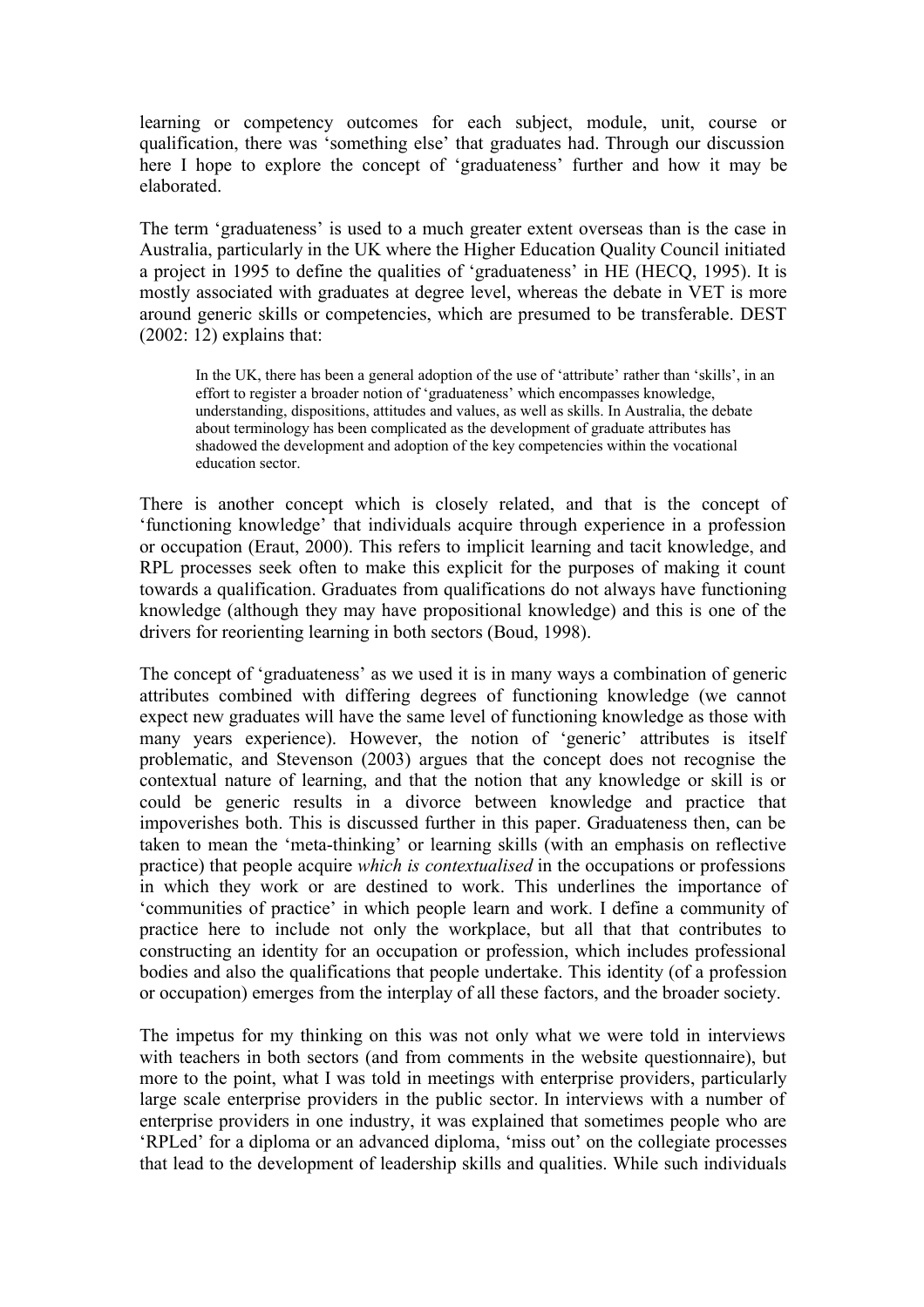learning or competency outcomes for each subject, module, unit, course or qualification, there was 'something else' that graduates had. Through our discussion here I hope to explore the concept of 'graduateness' further and how it may be elaborated.

The term 'graduateness' is used to a much greater extent overseas than is the case in Australia, particularly in the UK where the Higher Education Quality Council initiated a project in 1995 to define the qualities of 'graduateness' in HE (HECQ, 1995). It is mostly associated with graduates at degree level, whereas the debate in VET is more around generic skills or competencies, which are presumed to be transferable. DEST (2002: 12) explains that:

> In the UK, there has been a general adoption of the use of 'attribute' rather than 'skills', in an effort to register a broader notion of 'graduateness' which encompasses knowledge, understanding, dispositions, attitudes and values, as well as skills. In Australia, the debate about terminology has been complicated as the development of graduate attributes has shadowed the development and adoption of the key competencies within the vocational education sector.

There is another concept which is closely related, and that is the concept of 'functioning knowledge' that individuals acquire through experience in a profession or occupation (Eraut, 2000). This refers to implicit learning and tacit knowledge, and RPL processes seek often to make this explicit for the purposes of making it count towards a qualification. Graduates from qualifications do not always have functioning knowledge (although they may have propositional knowledge) and this is one of the drivers for reorienting learning in both sectors (Boud, 1998).

The concept of 'graduateness' as we used it is in many ways a combination of generic attributes combined with differing degrees of functioning knowledge (we cannot expect new graduates will have the same level of functioning knowledge as those with many years experience). However, the notion of 'generic' attributes is itself problematic, and Stevenson (2003) argues that the concept does not recognise the contextual nature of learning, and that the notion that any knowledge or skill is or could be generic results in a divorce between knowledge and practice that impoverishes both. This is discussed further in this paper. Graduateness then, can be taken to mean the 'meta-thinking' or learning skills (with an emphasis on reflective practice) that people acquire *which is contextualised* in the occupations or professions in which they work or are destined to work. This underlines the importance of 'communities of practice' in which people learn and work. I define a community of practice here to include not only the workplace, but all that that contributes to constructing an identity for an occupation or profession, which includes professional bodies and also the qualifications that people undertake. This identity (of a profession or occupation) emerges from the interplay of all these factors, and the broader society.

The impetus for my thinking on this was not only what we were told in interviews with teachers in both sectors (and from comments in the website questionnaire), but more to the point, what I was told in meetings with enterprise providers, particularly large scale enterprise providers in the public sector. In interviews with a number of enterprise providers in one industry, it was explained that sometimes people who are 'RPLed' for a diploma or an advanced diploma, 'miss out' on the collegiate processes that lead to the development of leadership skills and qualities. While such individuals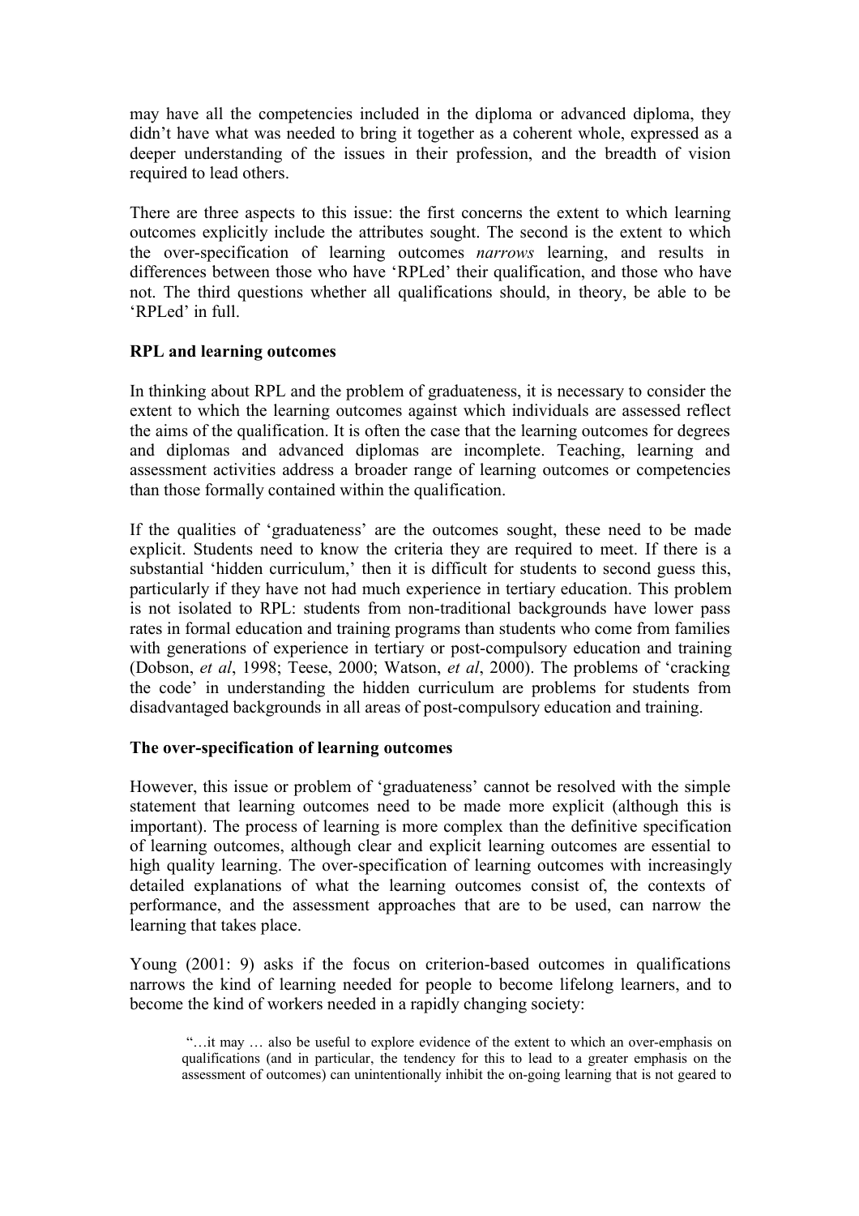may have all the competencies included in the diploma or advanced diploma, they didn't have what was needed to bring it together as a coherent whole, expressed as a deeper understanding of the issues in their profession, and the breadth of vision required to lead others.

There are three aspects to this issue: the first concerns the extent to which learning outcomes explicitly include the attributes sought. The second is the extent to which the over-specification of learning outcomes *narrows* learning, and results in differences between those who have 'RPLed' their qualification, and those who have not. The third questions whether all qualifications should, in theory, be able to be 'RPLed' in full.

**RPL and learning outcomes**

In thinking about RPL and the problem of graduateness, it is necessary to consider the extent to which the learning outcomes against which individuals are assessed reflect the aims of the qualification. It is often the case that the learning outcomes for degrees and diplomas and advanced diplomas are incomplete. Teaching, learning and assessment activities address a broader range of learning outcomes or competencies than those formally contained within the qualification.

If the qualities of 'graduateness' are the outcomes sought, these need to be made explicit. Students need to know the criteria they are required to meet. If there is a substantial 'hidden curriculum,' then it is difficult for students to second guess this, particularly if they have not had much experience in tertiary education. This problem is not isolated to RPL: students from non-traditional backgrounds have lower pass rates in formal education and training programs than students who come from families with generations of experience in tertiary or post-compulsory education and training (Dobson, *et al*, 1998; Teese, 2000; Watson, *et al*, 2000). The problems of 'cracking the code' in understanding the hidden curriculum are problems for students from disadvantaged backgrounds in all areas of post-compulsory education and training.

**The over-specification of learning outcomes**

However, this issue or problem of 'graduateness' cannot be resolved with the simple statement that learning outcomes need to be made more explicit (although this is important). The process of learning is more complex than the definitive specification of learning outcomes, although clear and explicit learning outcomes are essential to high quality learning. The over-specification of learning outcomes with increasingly detailed explanations of what the learning outcomes consist of, the contexts of performance, and the assessment approaches that are to be used, can narrow the learning that takes place.

Young (2001: 9) asks if the focus on criterion-based outcomes in qualifications narrows the kind of learning needed for people to become lifelong learners, and to become the kind of workers needed in a rapidly changing society:

> "…it may … also be useful to explore evidence of the extent to which an over-emphasis on qualifications (and in particular, the tendency for this to lead to a greater emphasis on the assessment of outcomes) can unintentionally inhibit the on-going learning that is not geared to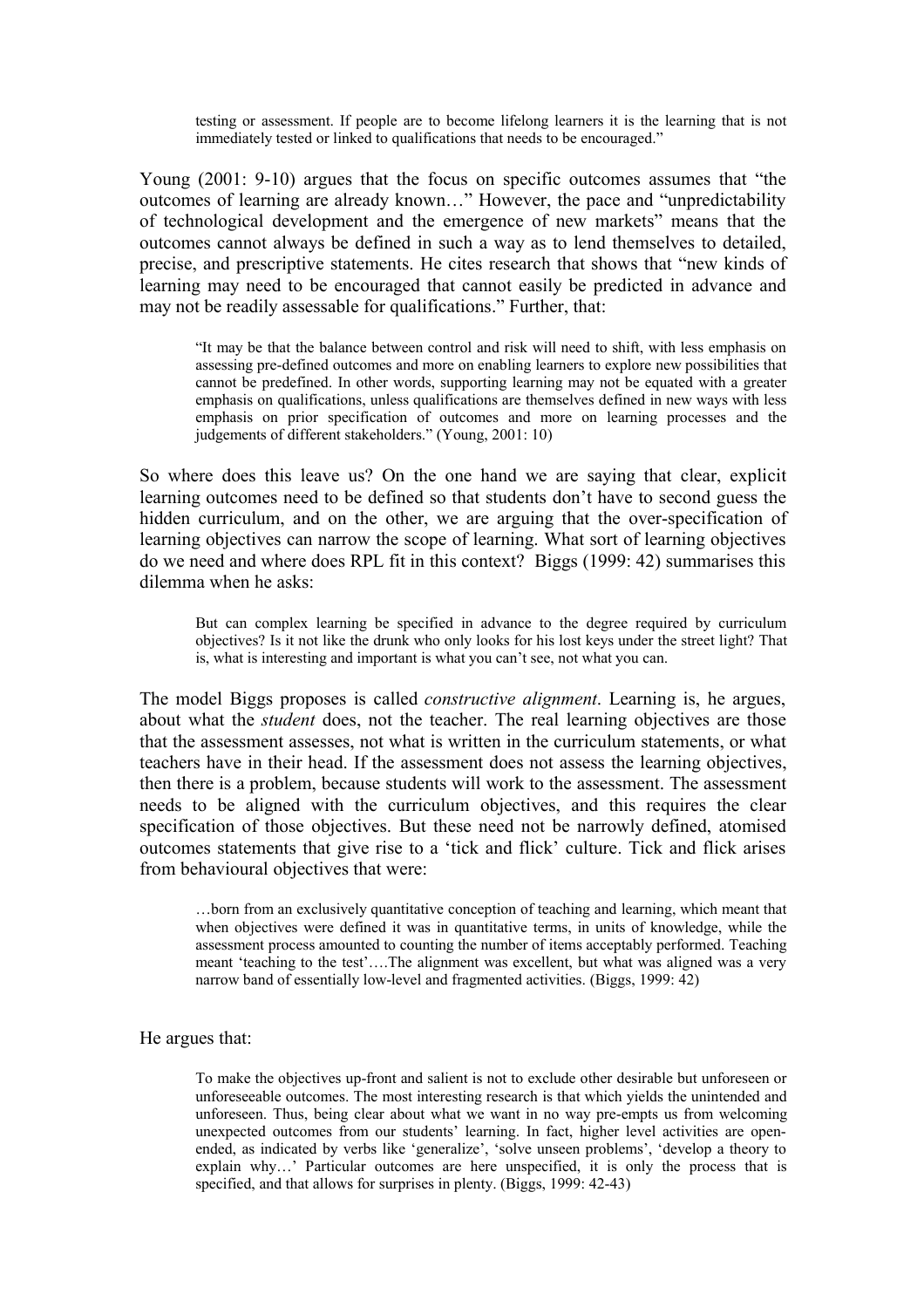> testing or assessment. If people are to become lifelong learners it is the learning that is not immediately tested or linked to qualifications that needs to be encouraged."

Young (2001: 9-10) argues that the focus on specific outcomes assumes that "the outcomes of learning are already known…" However, the pace and "unpredictability of technological development and the emergence of new markets" means that the outcomes cannot always be defined in such a way as to lend themselves to detailed, precise, and prescriptive statements. He cites research that shows that "new kinds of learning may need to be encouraged that cannot easily be predicted in advance and may not be readily assessable for qualifications." Further, that:

> "It may be that the balance between control and risk will need to shift, with less emphasis on assessing pre-defined outcomes and more on enabling learners to explore new possibilities that cannot be predefined. In other words, supporting learning may not be equated with a greater emphasis on qualifications, unless qualifications are themselves defined in new ways with less emphasis on prior specification of outcomes and more on learning processes and the judgements of different stakeholders." (Young, 2001: 10)

So where does this leave us? On the one hand we are saying that clear, explicit learning outcomes need to be defined so that students don't have to second guess the hidden curriculum, and on the other, we are arguing that the over-specification of learning objectives can narrow the scope of learning. What sort of learning objectives do we need and where does RPL fit in this context? Biggs (1999: 42) summarises this dilemma when he asks:

> But can complex learning be specified in advance to the degree required by curriculum objectives? Is it not like the drunk who only looks for his lost keys under the street light? That is, what is interesting and important is what you can't see, not what you can.

The model Biggs proposes is called *constructive alignment*. Learning is, he argues, about what the *student* does, not the teacher. The real learning objectives are those that the assessment assesses, not what is written in the curriculum statements, or what teachers have in their head. If the assessment does not assess the learning objectives, then there is a problem, because students will work to the assessment. The assessment needs to be aligned with the curriculum objectives, and this requires the clear specification of those objectives. But these need not be narrowly defined, atomised outcomes statements that give rise to a 'tick and flick' culture. Tick and flick arises from behavioural objectives that were:

> …born from an exclusively quantitative conception of teaching and learning, which meant that when objectives were defined it was in quantitative terms, in units of knowledge, while the assessment process amounted to counting the number of items acceptably performed. Teaching meant 'teaching to the test'….The alignment was excellent, but what was aligned was a very narrow band of essentially low-level and fragmented activities. (Biggs, 1999: 42)

He argues that:

> To make the objectives up-front and salient is not to exclude other desirable but unforeseen or unforeseeable outcomes. The most interesting research is that which yields the unintended and unforeseen. Thus, being clear about what we want in no way pre-empts us from welcoming unexpected outcomes from our students' learning. In fact, higher level activities are open-ended, as indicated by verbs like 'generalize', 'solve unseen problems', 'develop a theory to explain why…' Particular outcomes are here unspecified, it is only the process that is specified, and that allows for surprises in plenty. (Biggs, 1999: 42-43)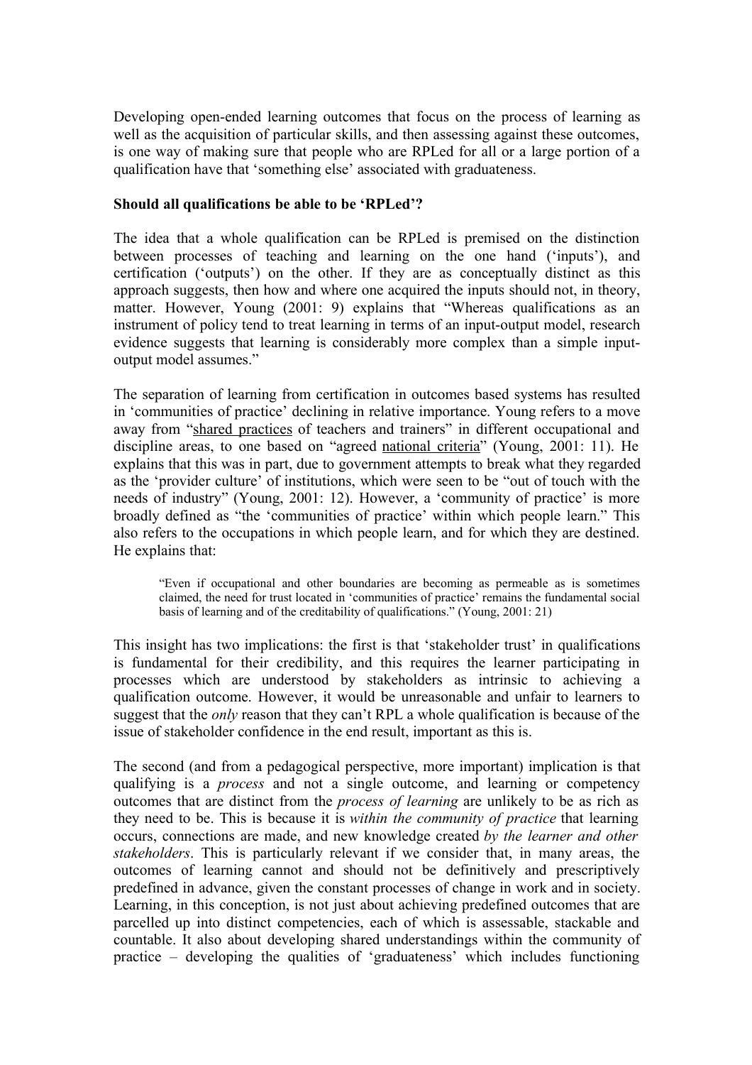Developing open-ended learning outcomes that focus on the process of learning as well as the acquisition of particular skills, and then assessing against these outcomes, is one way of making sure that people who are RPLed for all or a large portion of a qualification have that 'something else' associated with graduateness.

**Should all qualifications be able to be 'RPLed'?**

The idea that a whole qualification can be RPLed is premised on the distinction between processes of teaching and learning on the one hand ('inputs'), and certification ('outputs') on the other. If they are as conceptually distinct as this approach suggests, then how and where one acquired the inputs should not, in theory, matter. However, Young (2001: 9) explains that "Whereas qualifications as an instrument of policy tend to treat learning in terms of an input-output model, research evidence suggests that learning is considerably more complex than a simple input-output model assumes."

The separation of learning from certification in outcomes based systems has resulted in 'communities of practice' declining in relative importance. Young refers to a move away from "<u>shared practices</u> of teachers and trainers" in different occupational and discipline areas, to one based on "agreed <u>national criteria</u>" (Young, 2001: 11). He explains that this was in part, due to government attempts to break what they regarded as the 'provider culture' of institutions, which were seen to be "out of touch with the needs of industry" (Young, 2001: 12). However, a 'community of practice' is more broadly defined as "the 'communities of practice' within which people learn." This also refers to the occupations in which people learn, and for which they are destined. He explains that:

> "Even if occupational and other boundaries are becoming as permeable as is sometimes claimed, the need for trust located in 'communities of practice' remains the fundamental social basis of learning and of the creditability of qualifications." (Young, 2001: 21)

This insight has two implications: the first is that 'stakeholder trust' in qualifications is fundamental for their credibility, and this requires the learner participating in processes which are understood by stakeholders as intrinsic to achieving a qualification outcome. However, it would be unreasonable and unfair to learners to suggest that the *only* reason that they can't RPL a whole qualification is because of the issue of stakeholder confidence in the end result, important as this is.

The second (and from a pedagogical perspective, more important) implication is that qualifying is a *process* and not a single outcome, and learning or competency outcomes that are distinct from the *process of learning* are unlikely to be as rich as they need to be. This is because it is *within the community of practice* that learning occurs, connections are made, and new knowledge created *by the learner and other stakeholders*. This is particularly relevant if we consider that, in many areas, the outcomes of learning cannot and should not be definitively and prescriptively predefined in advance, given the constant processes of change in work and in society. Learning, in this conception, is not just about achieving predefined outcomes that are parcelled up into distinct competencies, each of which is assessable, stackable and countable. It also about developing shared understandings within the community of practice – developing the qualities of 'graduateness' which includes functioning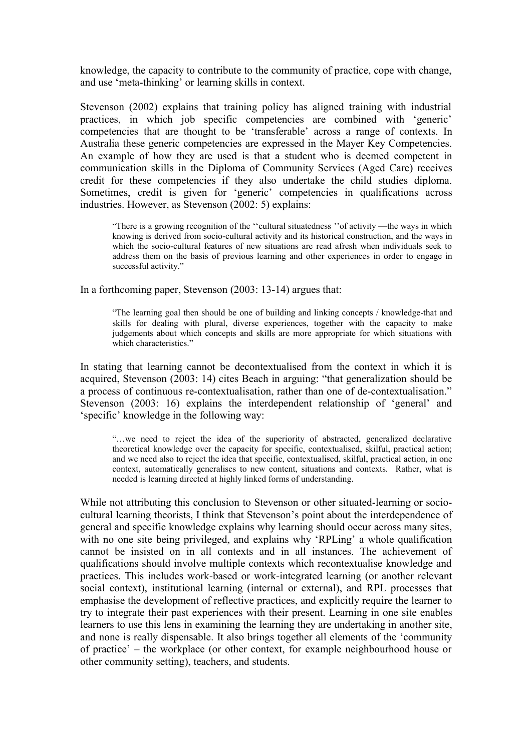knowledge, the capacity to contribute to the community of practice, cope with change, and use 'meta-thinking' or learning skills in context.

Stevenson (2002) explains that training policy has aligned training with industrial practices, in which job specific competencies are combined with 'generic' competencies that are thought to be 'transferable' across a range of contexts. In Australia these generic competencies are expressed in the Mayer Key Competencies. An example of how they are used is that a student who is deemed competent in communication skills in the Diploma of Community Services (Aged Care) receives credit for these competencies if they also undertake the child studies diploma. Sometimes, credit is given for 'generic' competencies in qualifications across industries. However, as Stevenson (2002: 5) explains:

> "There is a growing recognition of the ''cultural situatedness ''of activity —the ways in which knowing is derived from socio-cultural activity and its historical construction, and the ways in which the socio-cultural features of new situations are read afresh when individuals seek to address them on the basis of previous learning and other experiences in order to engage in successful activity."

In a forthcoming paper, Stevenson (2003: 13-14) argues that:

> "The learning goal then should be one of building and linking concepts / knowledge-that and skills for dealing with plural, diverse experiences, together with the capacity to make judgements about which concepts and skills are more appropriate for which situations with which characteristics."

In stating that learning cannot be decontextualised from the context in which it is acquired, Stevenson (2003: 14) cites Beach in arguing: "that generalization should be a process of continuous re-contextualisation, rather than one of de-contextualisation." Stevenson (2003: 16) explains the interdependent relationship of 'general' and 'specific' knowledge in the following way:

> "…we need to reject the idea of the superiority of abstracted, generalized declarative theoretical knowledge over the capacity for specific, contextualised, skilful, practical action; and we need also to reject the idea that specific, contextualised, skilful, practical action, in one context, automatically generalises to new content, situations and contexts. Rather, what is needed is learning directed at highly linked forms of understanding.

While not attributing this conclusion to Stevenson or other situated-learning or socio-cultural learning theorists, I think that Stevenson's point about the interdependence of general and specific knowledge explains why learning should occur across many sites, with no one site being privileged, and explains why 'RPLing' a whole qualification cannot be insisted on in all contexts and in all instances. The achievement of qualifications should involve multiple contexts which recontextualise knowledge and practices. This includes work-based or work-integrated learning (or another relevant social context), institutional learning (internal or external), and RPL processes that emphasise the development of reflective practices, and explicitly require the learner to try to integrate their past experiences with their present. Learning in one site enables learners to use this lens in examining the learning they are undertaking in another site, and none is really dispensable. It also brings together all elements of the 'community of practice' – the workplace (or other context, for example neighbourhood house or other community setting), teachers, and students.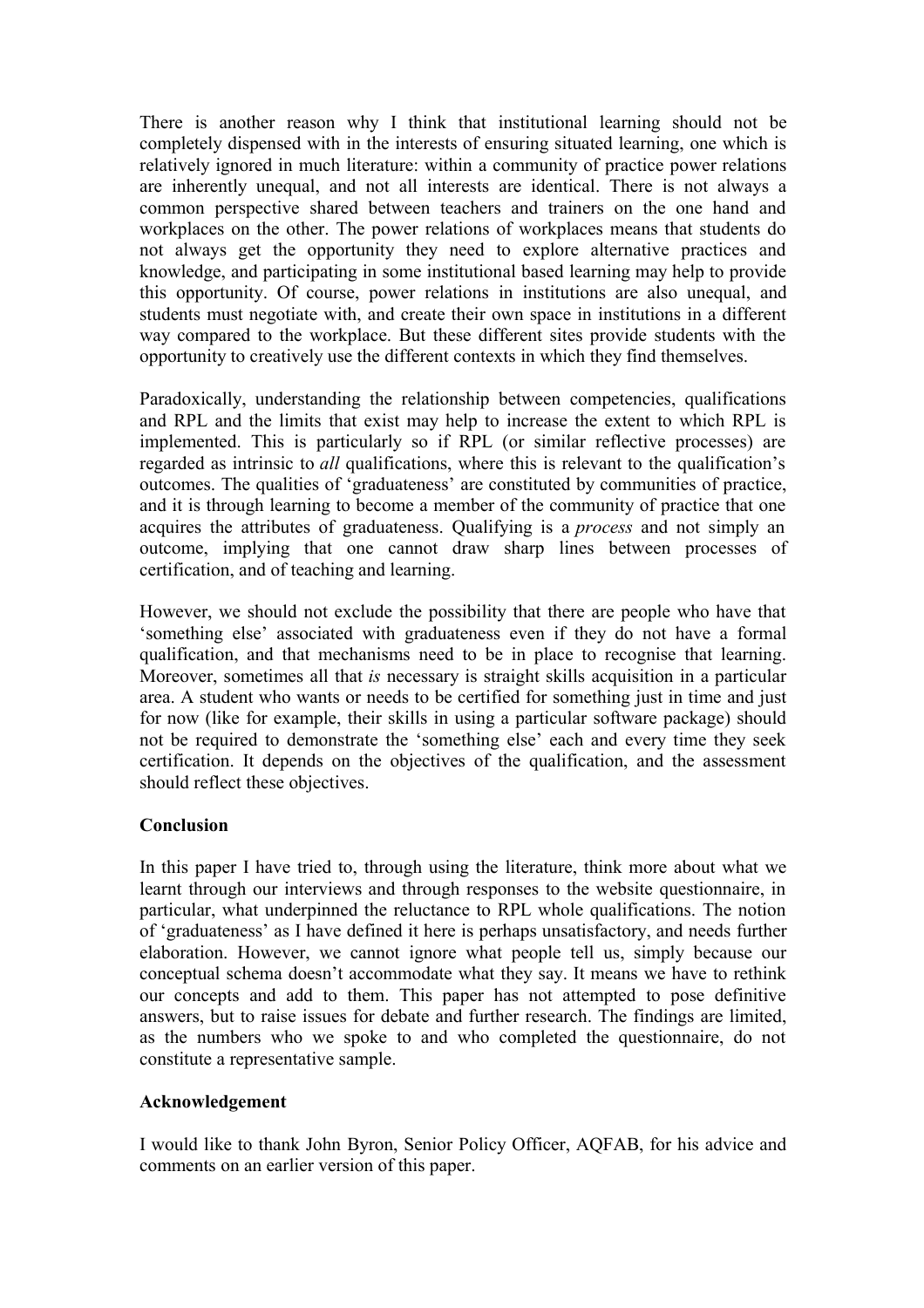There is another reason why I think that institutional learning should not be completely dispensed with in the interests of ensuring situated learning, one which is relatively ignored in much literature: within a community of practice power relations are inherently unequal, and not all interests are identical. There is not always a common perspective shared between teachers and trainers on the one hand and workplaces on the other. The power relations of workplaces means that students do not always get the opportunity they need to explore alternative practices and knowledge, and participating in some institutional based learning may help to provide this opportunity. Of course, power relations in institutions are also unequal, and students must negotiate with, and create their own space in institutions in a different way compared to the workplace. But these different sites provide students with the opportunity to creatively use the different contexts in which they find themselves.

Paradoxically, understanding the relationship between competencies, qualifications and RPL and the limits that exist may help to increase the extent to which RPL is implemented. This is particularly so if RPL (or similar reflective processes) are regarded as intrinsic to *all* qualifications, where this is relevant to the qualification's outcomes. The qualities of 'graduateness' are constituted by communities of practice, and it is through learning to become a member of the community of practice that one acquires the attributes of graduateness. Qualifying is a *process* and not simply an outcome, implying that one cannot draw sharp lines between processes of certification, and of teaching and learning.

However, we should not exclude the possibility that there are people who have that 'something else' associated with graduateness even if they do not have a formal qualification, and that mechanisms need to be in place to recognise that learning. Moreover, sometimes all that *is* necessary is straight skills acquisition in a particular area. A student who wants or needs to be certified for something just in time and just for now (like for example, their skills in using a particular software package) should not be required to demonstrate the 'something else' each and every time they seek certification. It depends on the objectives of the qualification, and the assessment should reflect these objectives.

## Conclusion

In this paper I have tried to, through using the literature, think more about what we learnt through our interviews and through responses to the website questionnaire, in particular, what underpinned the reluctance to RPL whole qualifications. The notion of 'graduateness' as I have defined it here is perhaps unsatisfactory, and needs further elaboration. However, we cannot ignore what people tell us, simply because our conceptual schema doesn't accommodate what they say. It means we have to rethink our concepts and add to them. This paper has not attempted to pose definitive answers, but to raise issues for debate and further research. The findings are limited, as the numbers who we spoke to and who completed the questionnaire, do not constitute a representative sample.

## Acknowledgement

I would like to thank John Byron, Senior Policy Officer, AQFAB, for his advice and comments on an earlier version of this paper.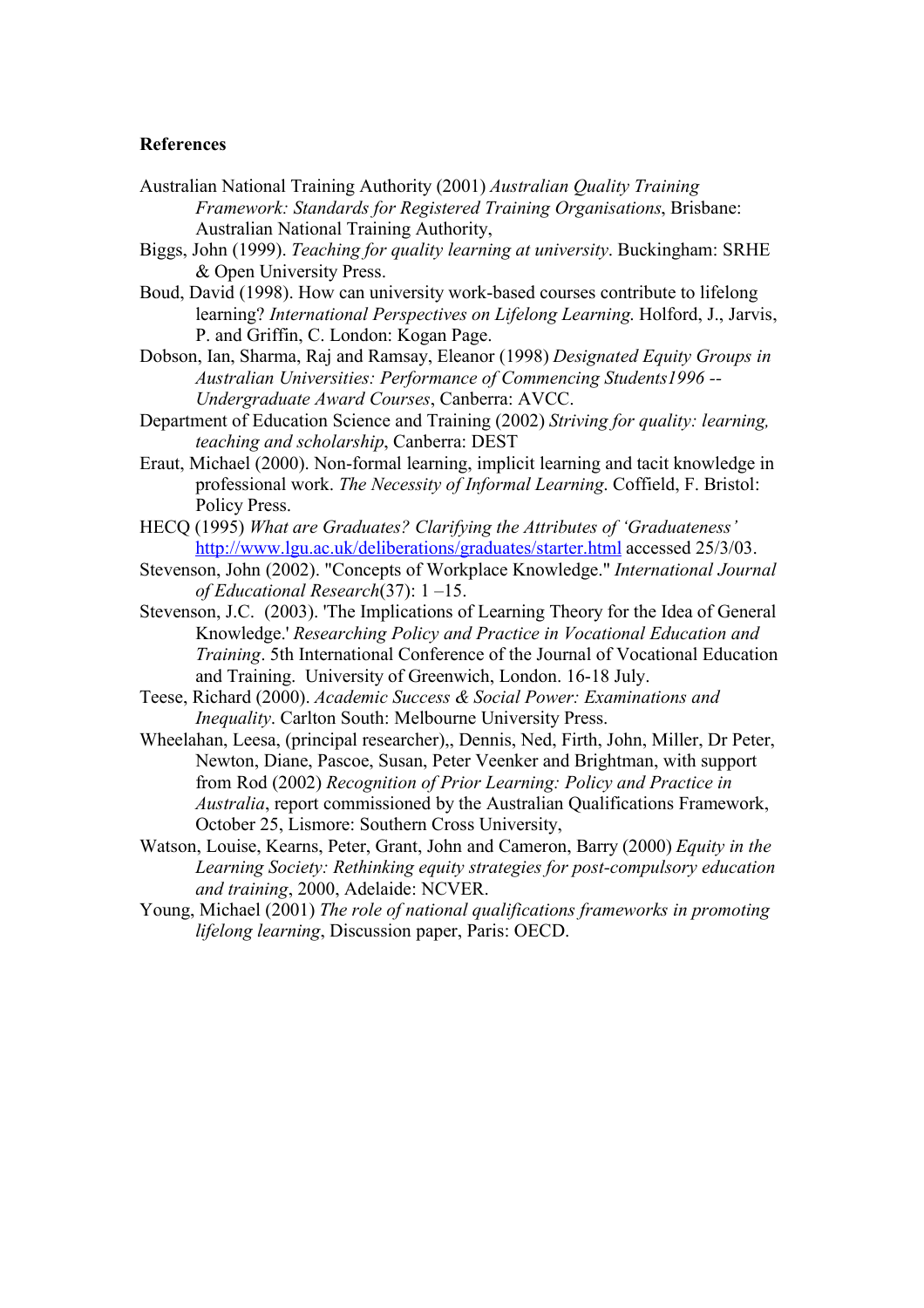**References**

Australian National Training Authority (2001) *Australian Quality Training Framework: Standards for Registered Training Organisations*, Brisbane: Australian National Training Authority,

Biggs, John (1999). *Teaching for quality learning at university*. Buckingham: SRHE & Open University Press.

Boud, David (1998). How can university work-based courses contribute to lifelong learning? *International Perspectives on Lifelong Learning*. Holford, J., Jarvis, P. and Griffin, C. London: Kogan Page.

Dobson, Ian, Sharma, Raj and Ramsay, Eleanor (1998) *Designated Equity Groups in Australian Universities: Performance of Commencing Students1996 -- Undergraduate Award Courses*, Canberra: AVCC.

Department of Education Science and Training (2002) *Striving for quality: learning, teaching and scholarship*, Canberra: DEST

Eraut, Michael (2000). Non-formal learning, implicit learning and tacit knowledge in professional work. *The Necessity of Informal Learning*. Coffield, F. Bristol: Policy Press.

HECQ (1995) *What are Graduates? Clarifying the Attributes of 'Graduateness'* http://www.lgu.ac.uk/deliberations/graduates/starter.html accessed 25/3/03.

Stevenson, John (2002). "Concepts of Workplace Knowledge." *International Journal of Educational Research*(37): 1 –15.

Stevenson, J.C. (2003). 'The Implications of Learning Theory for the Idea of General Knowledge.' *Researching Policy and Practice in Vocational Education and Training*. 5th International Conference of the Journal of Vocational Education and Training. University of Greenwich, London. 16-18 July.

Teese, Richard (2000). *Academic Success & Social Power: Examinations and Inequality*. Carlton South: Melbourne University Press.

Wheelahan, Leesa, (principal researcher),, Dennis, Ned, Firth, John, Miller, Dr Peter, Newton, Diane, Pascoe, Susan, Peter Veenker and Brightman, with support from Rod (2002) *Recognition of Prior Learning: Policy and Practice in Australia*, report commissioned by the Australian Qualifications Framework, October 25, Lismore: Southern Cross University,

Watson, Louise, Kearns, Peter, Grant, John and Cameron, Barry (2000) *Equity in the Learning Society: Rethinking equity strategies for post-compulsory education and training*, 2000, Adelaide: NCVER.

Young, Michael (2001) *The role of national qualifications frameworks in promoting lifelong learning*, Discussion paper, Paris: OECD.